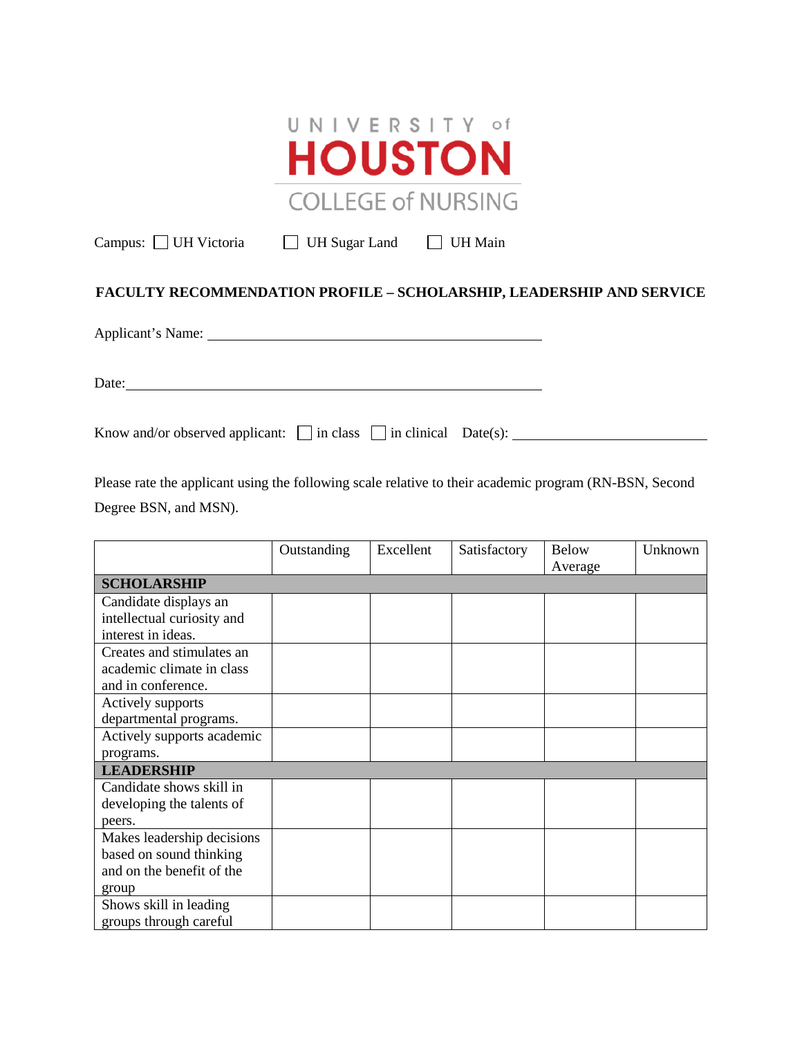UNIVERSITY of
# HOUSTON
COLLEGE of NURSING

Campus: ☐ UH Victoria ☐ UH Sugar Land ☐ UH Main

## FACULTY RECOMMENDATION PROFILE – SCHOLARSHIP, LEADERSHIP AND SERVICE

Applicant's Name: ______________________________________________

Date: ____________________________________________________

Know and/or observed applicant: ☐ in class ☐ in clinical Date(s): ___________________________

Please rate the applicant using the following scale relative to their academic program (RN-BSN, Second Degree BSN, and MSN).

| | Outstanding | Excellent | Satisfactory | Below Average | Unknown |
|---|---|---|---|---|---|
| **SCHOLARSHIP** | | | | | |
| Candidate displays an intellectual curiosity and interest in ideas. | | | | | |
| Creates and stimulates an academic climate in class and in conference. | | | | | |
| Actively supports departmental programs. | | | | | |
| Actively supports academic programs. | | | | | |
| **LEADERSHIP** | | | | | |
| Candidate shows skill in developing the talents of peers. | | | | | |
| Makes leadership decisions based on sound thinking and on the benefit of the group | | | | | |
| Shows skill in leading groups through careful | | | | | |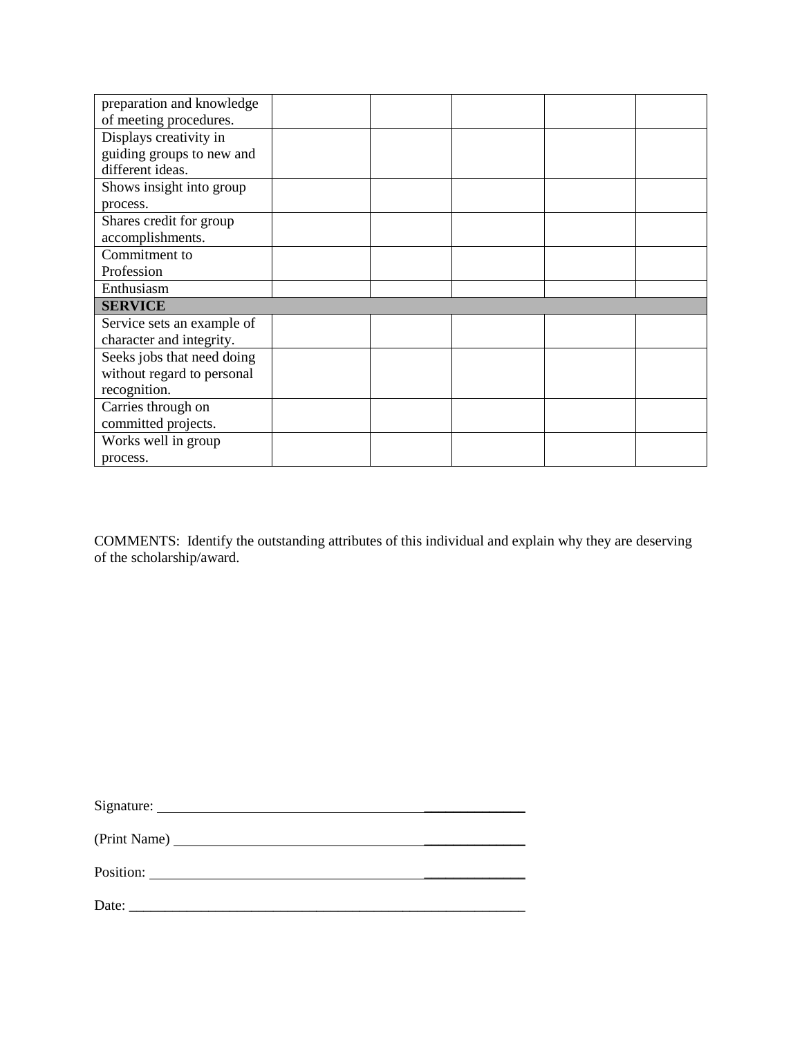| | | | | | |
|---|---|---|---|---|---|
| preparation and knowledge of meeting procedures. | | | | | |
| Displays creativity in guiding groups to new and different ideas. | | | | | |
| Shows insight into group process. | | | | | |
| Shares credit for group accomplishments. | | | | | |
| Commitment to Profession | | | | | |
| Enthusiasm | | | | | |
| **SERVICE** | | | | | |
| Service sets an example of character and integrity. | | | | | |
| Seeks jobs that need doing without regard to personal recognition. | | | | | |
| Carries through on committed projects. | | | | | |
| Works well in group process. | | | | | |

COMMENTS: Identify the outstanding attributes of this individual and explain why they are deserving of the scholarship/award.

Signature: ____________________________________________

(Print Name) __________________________________________

Position: _____________________________________________

Date: ________________________________________________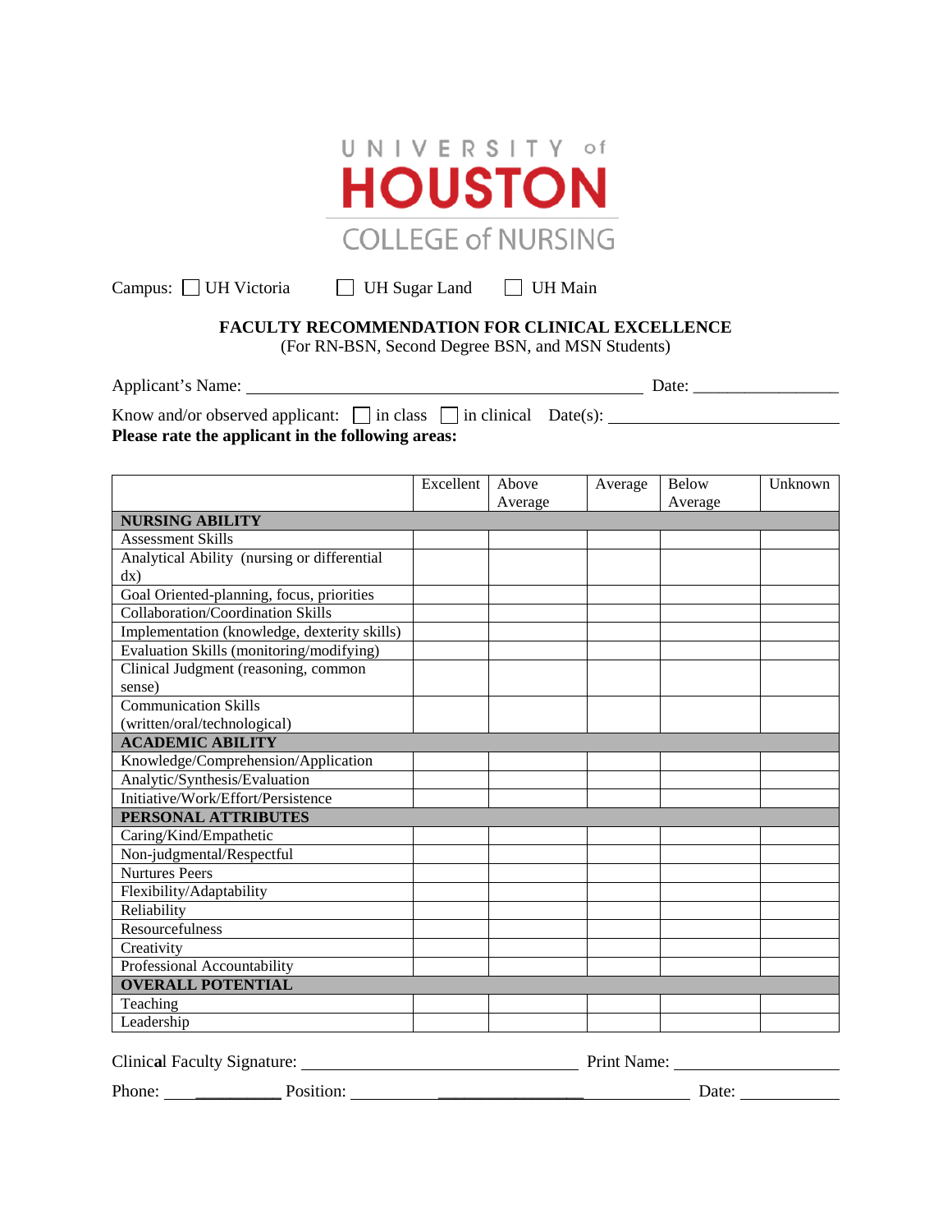UNIVERSITY of
# HOUSTON
COLLEGE of NURSING

Campus: ☐ UH Victoria ☐ UH Sugar Land ☐ UH Main

**FACULTY RECOMMENDATION FOR CLINICAL EXCELLENCE**
(For RN-BSN, Second Degree BSN, and MSN Students)

Applicant's Name: ______________________________ Date: ________________

Know and/or observed applicant: ☐ in class ☐ in clinical Date(s): ____________________________

**Please rate the applicant in the following areas:**

| | Excellent | Above Average | Average | Below Average | Unknown |
|---|---|---|---|---|---|
| **NURSING ABILITY** | | | | | |
| Assessment Skills | | | | | |
| Analytical Ability (nursing or differential dx) | | | | | |
| Goal Oriented-planning, focus, priorities | | | | | |
| Collaboration/Coordination Skills | | | | | |
| Implementation (knowledge, dexterity skills) | | | | | |
| Evaluation Skills (monitoring/modifying) | | | | | |
| Clinical Judgment (reasoning, common sense) | | | | | |
| Communication Skills (written/oral/technological) | | | | | |
| **ACADEMIC ABILITY** | | | | | |
| Knowledge/Comprehension/Application | | | | | |
| Analytic/Synthesis/Evaluation | | | | | |
| Initiative/Work/Effort/Persistence | | | | | |
| **PERSONAL ATTRIBUTES** | | | | | |
| Caring/Kind/Empathetic | | | | | |
| Non-judgmental/Respectful | | | | | |
| Nurtures Peers | | | | | |
| Flexibility/Adaptability | | | | | |
| Reliability | | | | | |
| Resourcefulness | | | | | |
| Creativity | | | | | |
| Professional Accountability | | | | | |
| **OVERALL POTENTIAL** | | | | | |
| Teaching | | | | | |
| Leadership | | | | | |

Clinical Faculty Signature: ______________________________ Print Name: ____________________

Phone: ______________ Position: ______________________________ Date: ____________